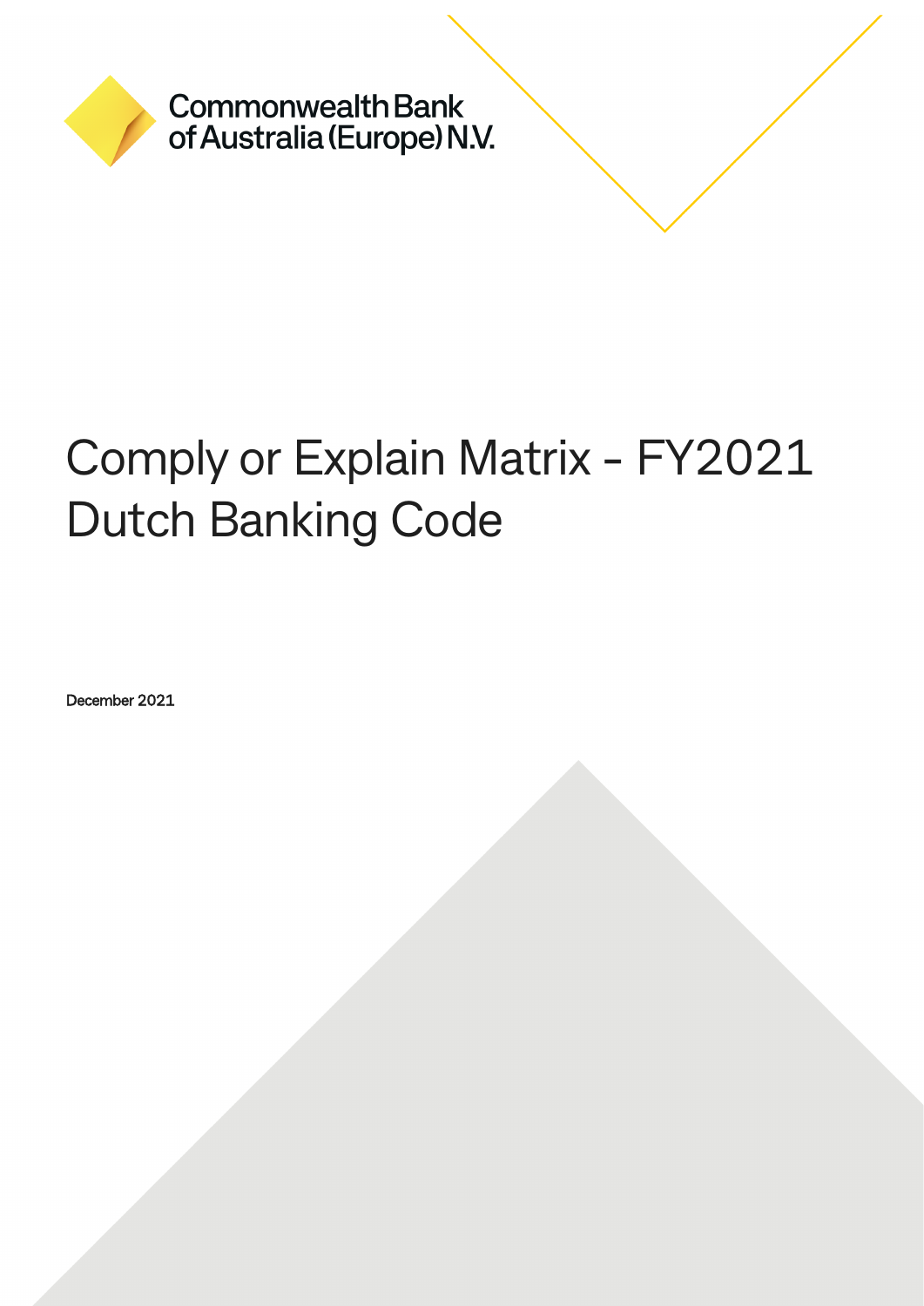Commonwealth Bank of Australia (Europe) N.V.

# Comply or Explain Matrix - FY2021 Dutch Banking Code

December 2021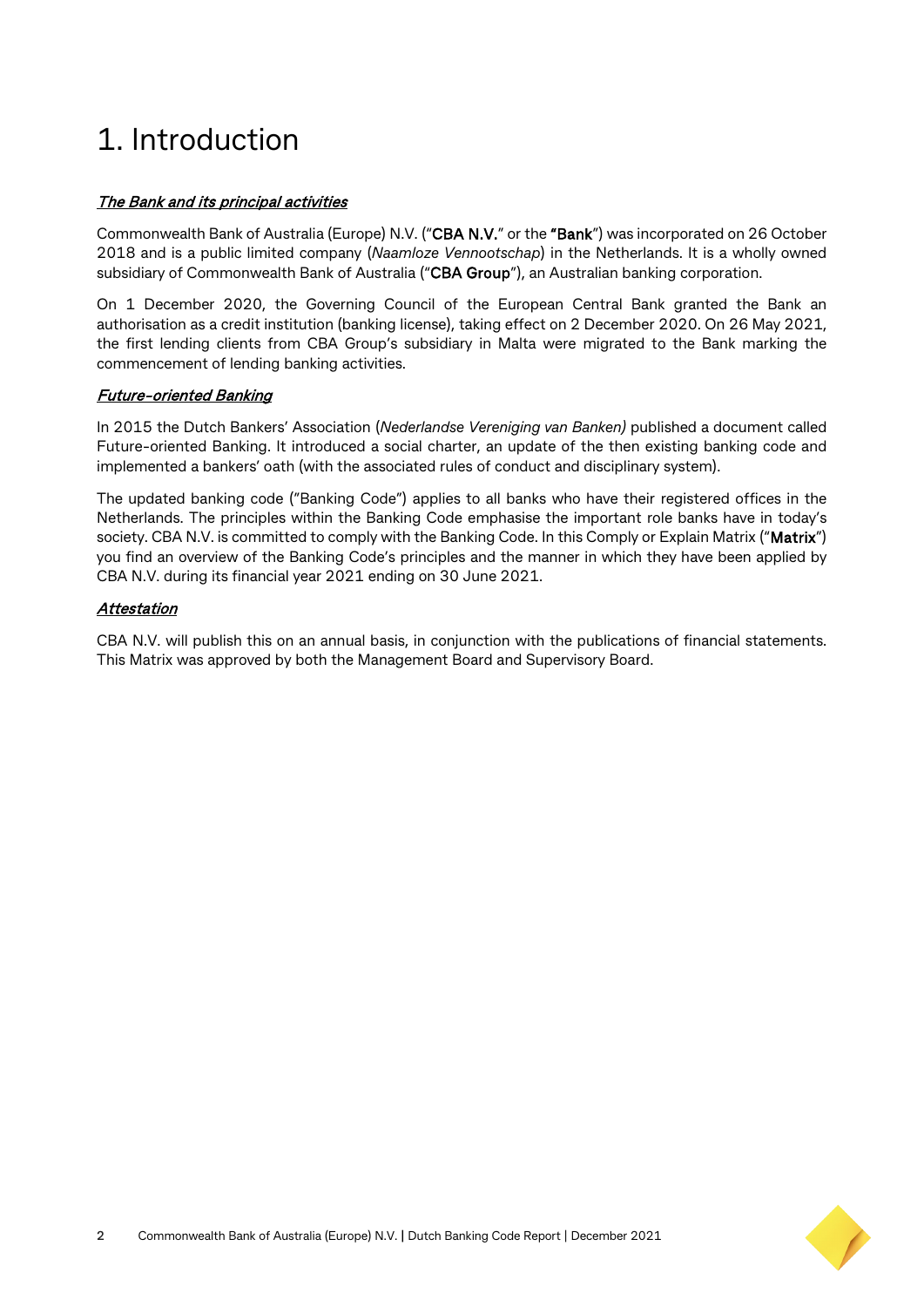# 1. Introduction

***The Bank and its principal activities***

Commonwealth Bank of Australia (Europe) N.V. ("**CBA N.V.**" or the "**Bank**") was incorporated on 26 October 2018 and is a public limited company (*Naamloze Vennootschap*) in the Netherlands. It is a wholly owned subsidiary of Commonwealth Bank of Australia ("**CBA Group**"), an Australian banking corporation.

On 1 December 2020, the Governing Council of the European Central Bank granted the Bank an authorisation as a credit institution (banking license), taking effect on 2 December 2020. On 26 May 2021, the first lending clients from CBA Group's subsidiary in Malta were migrated to the Bank marking the commencement of lending banking activities.

***Future-oriented Banking***

In 2015 the Dutch Bankers' Association (*Nederlandse Vereniging van Banken)* published a document called Future-oriented Banking. It introduced a social charter, an update of the then existing banking code and implemented a bankers' oath (with the associated rules of conduct and disciplinary system).

The updated banking code ("Banking Code") applies to all banks who have their registered offices in the Netherlands. The principles within the Banking Code emphasise the important role banks have in today's society. CBA N.V. is committed to comply with the Banking Code. In this Comply or Explain Matrix ("**Matrix**") you find an overview of the Banking Code's principles and the manner in which they have been applied by CBA N.V. during its financial year 2021 ending on 30 June 2021.

***Attestation***

CBA N.V. will publish this on an annual basis, in conjunction with the publications of financial statements. This Matrix was approved by both the Management Board and Supervisory Board.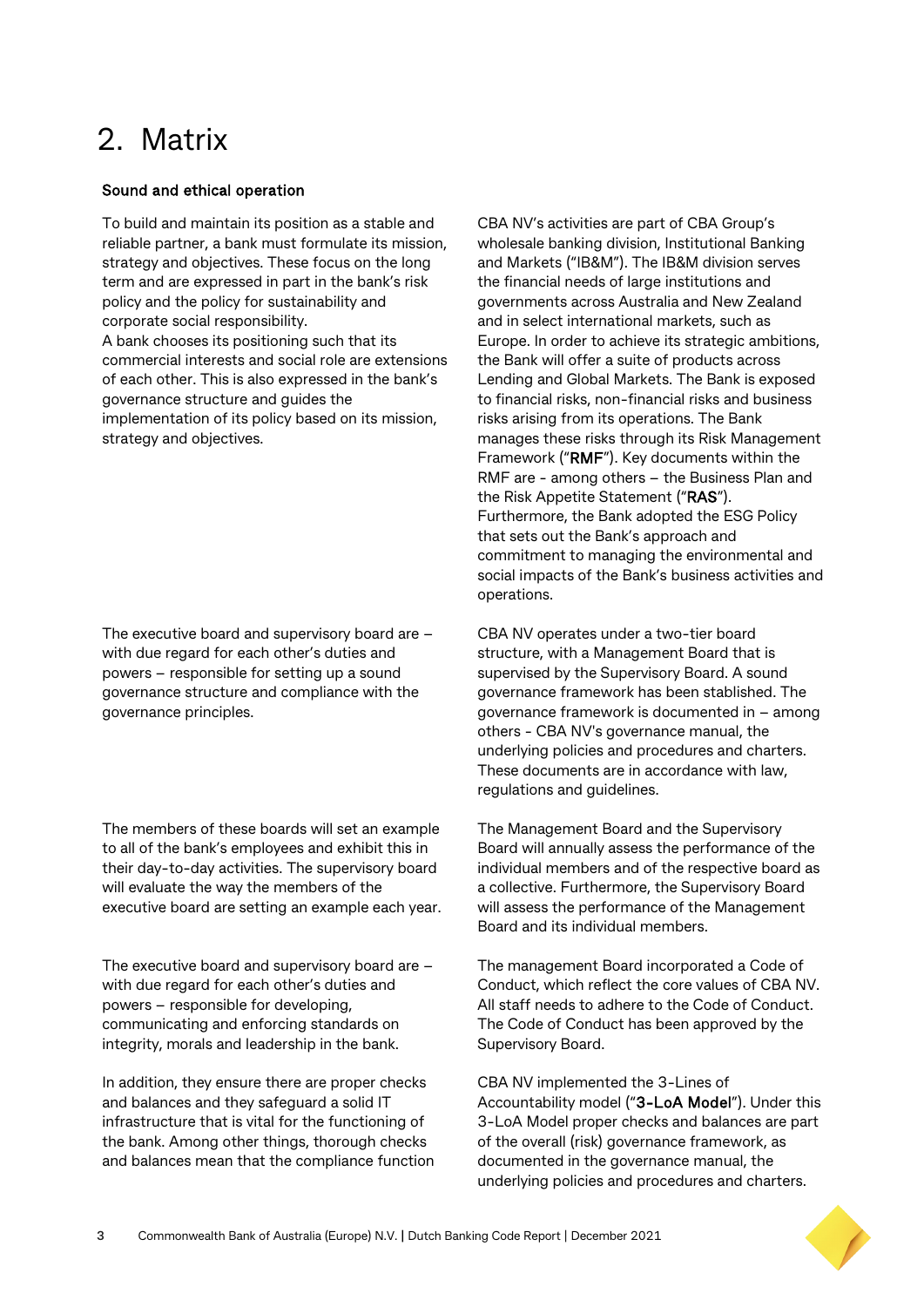# 2. Matrix

**Sound and ethical operation**

| | |
|---|---|
| To build and maintain its position as a stable and reliable partner, a bank must formulate its mission, strategy and objectives. These focus on the long term and are expressed in part in the bank's risk policy and the policy for sustainability and corporate social responsibility. A bank chooses its positioning such that its commercial interests and social role are extensions of each other. This is also expressed in the bank's governance structure and guides the implementation of its policy based on its mission, strategy and objectives. | CBA NV's activities are part of CBA Group's wholesale banking division, Institutional Banking and Markets ("IB&M"). The IB&M division serves the financial needs of large institutions and governments across Australia and New Zealand and in select international markets, such as Europe. In order to achieve its strategic ambitions, the Bank will offer a suite of products across Lending and Global Markets. The Bank is exposed to financial risks, non-financial risks and business risks arising from its operations. The Bank manages these risks through its Risk Management Framework ("**RMF**"). Key documents within the RMF are - among others – the Business Plan and the Risk Appetite Statement ("**RAS**"). Furthermore, the Bank adopted the ESG Policy that sets out the Bank's approach and commitment to managing the environmental and social impacts of the Bank's business activities and operations. |
| The executive board and supervisory board are – with due regard for each other's duties and powers – responsible for setting up a sound governance structure and compliance with the governance principles. | CBA NV operates under a two-tier board structure, with a Management Board that is supervised by the Supervisory Board. A sound governance framework has been stablished. The governance framework is documented in – among others - CBA NV's governance manual, the underlying policies and procedures and charters. These documents are in accordance with law, regulations and guidelines. |
| The members of these boards will set an example to all of the bank's employees and exhibit this in their day-to-day activities. The supervisory board will evaluate the way the members of the executive board are setting an example each year. | The Management Board and the Supervisory Board will annually assess the performance of the individual members and of the respective board as a collective. Furthermore, the Supervisory Board will assess the performance of the Management Board and its individual members. |
| The executive board and supervisory board are – with due regard for each other's duties and powers – responsible for developing, communicating and enforcing standards on integrity, morals and leadership in the bank. | The management Board incorporated a Code of Conduct, which reflect the core values of CBA NV. All staff needs to adhere to the Code of Conduct. The Code of Conduct has been approved by the Supervisory Board. |
| In addition, they ensure there are proper checks and balances and they safeguard a solid IT infrastructure that is vital for the functioning of the bank. Among other things, thorough checks and balances mean that the compliance function | CBA NV implemented the 3-Lines of Accountability model ("**3-LoA Model**"). Under this 3-LoA Model proper checks and balances are part of the overall (risk) governance framework, as documented in the governance manual, the underlying policies and procedures and charters. |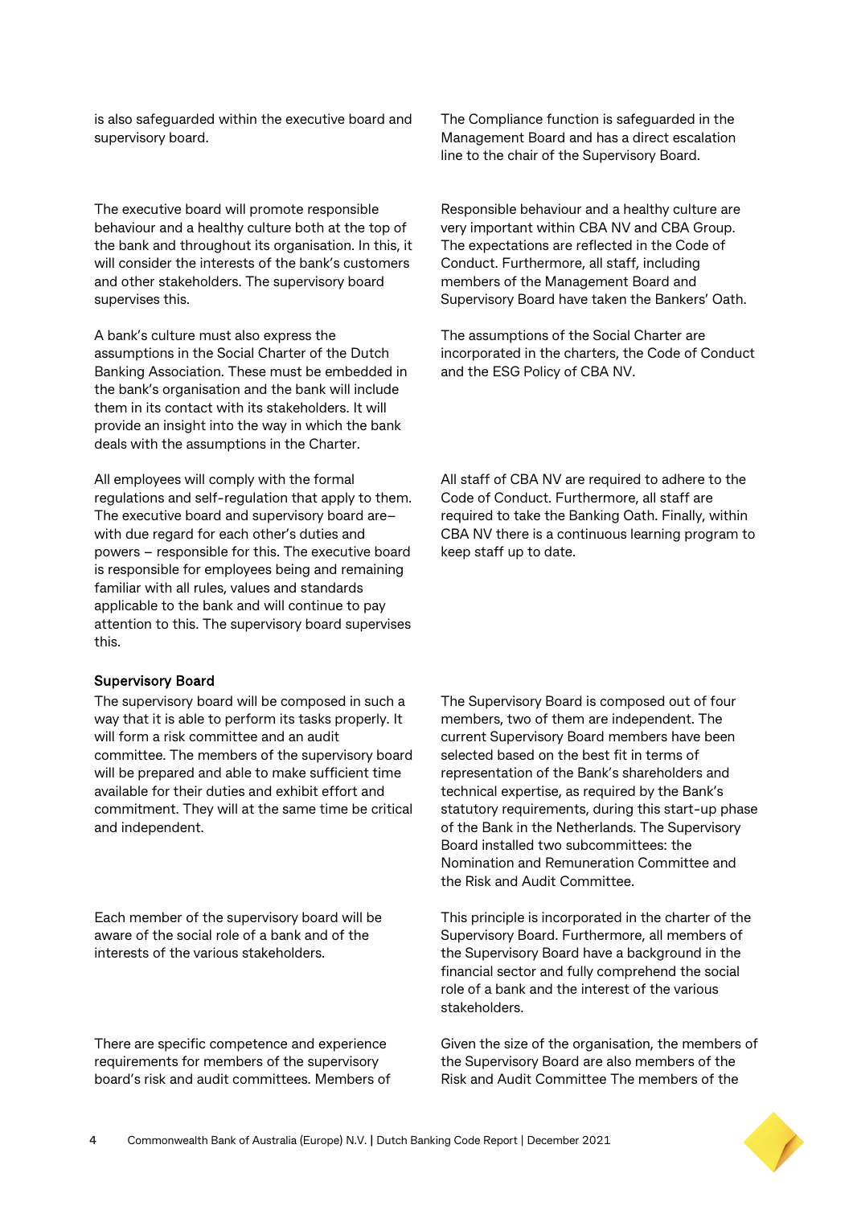| | |
|---|---|
| is also safeguarded within the executive board and supervisory board. | The Compliance function is safeguarded in the Management Board and has a direct escalation line to the chair of the Supervisory Board. |
| The executive board will promote responsible behaviour and a healthy culture both at the top of the bank and throughout its organisation. In this, it will consider the interests of the bank's customers and other stakeholders. The supervisory board supervises this. | Responsible behaviour and a healthy culture are very important within CBA NV and CBA Group. The expectations are reflected in the Code of Conduct. Furthermore, all staff, including members of the Management Board and Supervisory Board have taken the Bankers' Oath. |
| A bank's culture must also express the assumptions in the Social Charter of the Dutch Banking Association. These must be embedded in the bank's organisation and the bank will include them in its contact with its stakeholders. It will provide an insight into the way in which the bank deals with the assumptions in the Charter. | The assumptions of the Social Charter are incorporated in the charters, the Code of Conduct and the ESG Policy of CBA NV. |
| All employees will comply with the formal regulations and self-regulation that apply to them. The executive board and supervisory board are– with due regard for each other's duties and powers – responsible for this. The executive board is responsible for employees being and remaining familiar with all rules, values and standards applicable to the bank and will continue to pay attention to this. The supervisory board supervises this. | All staff of CBA NV are required to adhere to the Code of Conduct. Furthermore, all staff are required to take the Banking Oath. Finally, within CBA NV there is a continuous learning program to keep staff up to date. |
| **Supervisory Board** | |
| The supervisory board will be composed in such a way that it is able to perform its tasks properly. It will form a risk committee and an audit committee. The members of the supervisory board will be prepared and able to make sufficient time available for their duties and exhibit effort and commitment. They will at the same time be critical and independent. | The Supervisory Board is composed out of four members, two of them are independent. The current Supervisory Board members have been selected based on the best fit in terms of representation of the Bank's shareholders and technical expertise, as required by the Bank's statutory requirements, during this start-up phase of the Bank in the Netherlands. The Supervisory Board installed two subcommittees: the Nomination and Remuneration Committee and the Risk and Audit Committee. |
| Each member of the supervisory board will be aware of the social role of a bank and of the interests of the various stakeholders. | This principle is incorporated in the charter of the Supervisory Board. Furthermore, all members of the Supervisory Board have a background in the financial sector and fully comprehend the social role of a bank and the interest of the various stakeholders. |
| There are specific competence and experience requirements for members of the supervisory board's risk and audit committees. Members of | Given the size of the organisation, the members of the Supervisory Board are also members of the Risk and Audit Committee The members of the |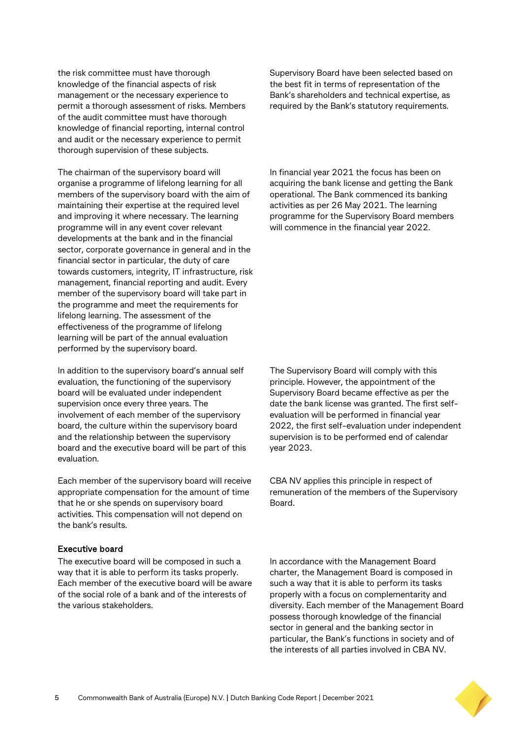the risk committee must have thorough knowledge of the financial aspects of risk management or the necessary experience to permit a thorough assessment of risks. Members of the audit committee must have thorough knowledge of financial reporting, internal control and audit or the necessary experience to permit thorough supervision of these subjects.

Supervisory Board have been selected based on the best fit in terms of representation of the Bank's shareholders and technical expertise, as required by the Bank's statutory requirements.

The chairman of the supervisory board will organise a programme of lifelong learning for all members of the supervisory board with the aim of maintaining their expertise at the required level and improving it where necessary. The learning programme will in any event cover relevant developments at the bank and in the financial sector, corporate governance in general and in the financial sector in particular, the duty of care towards customers, integrity, IT infrastructure, risk management, financial reporting and audit. Every member of the supervisory board will take part in the programme and meet the requirements for lifelong learning. The assessment of the effectiveness of the programme of lifelong learning will be part of the annual evaluation performed by the supervisory board.

In financial year 2021 the focus has been on acquiring the bank license and getting the Bank operational. The Bank commenced its banking activities as per 26 May 2021. The learning programme for the Supervisory Board members will commence in the financial year 2022.

In addition to the supervisory board's annual self evaluation, the functioning of the supervisory board will be evaluated under independent supervision once every three years. The involvement of each member of the supervisory board, the culture within the supervisory board and the relationship between the supervisory board and the executive board will be part of this evaluation.

The Supervisory Board will comply with this principle. However, the appointment of the Supervisory Board became effective as per the date the bank license was granted. The first self-evaluation will be performed in financial year 2022, the first self-evaluation under independent supervision is to be performed end of calendar year 2023.

Each member of the supervisory board will receive appropriate compensation for the amount of time that he or she spends on supervisory board activities. This compensation will not depend on the bank's results.

CBA NV applies this principle in respect of remuneration of the members of the Supervisory Board.

**Executive board**

The executive board will be composed in such a way that it is able to perform its tasks properly. Each member of the executive board will be aware of the social role of a bank and of the interests of the various stakeholders.

In accordance with the Management Board charter, the Management Board is composed in such a way that it is able to perform its tasks properly with a focus on complementarity and diversity. Each member of the Management Board possess thorough knowledge of the financial sector in general and the banking sector in particular, the Bank's functions in society and of the interests of all parties involved in CBA NV.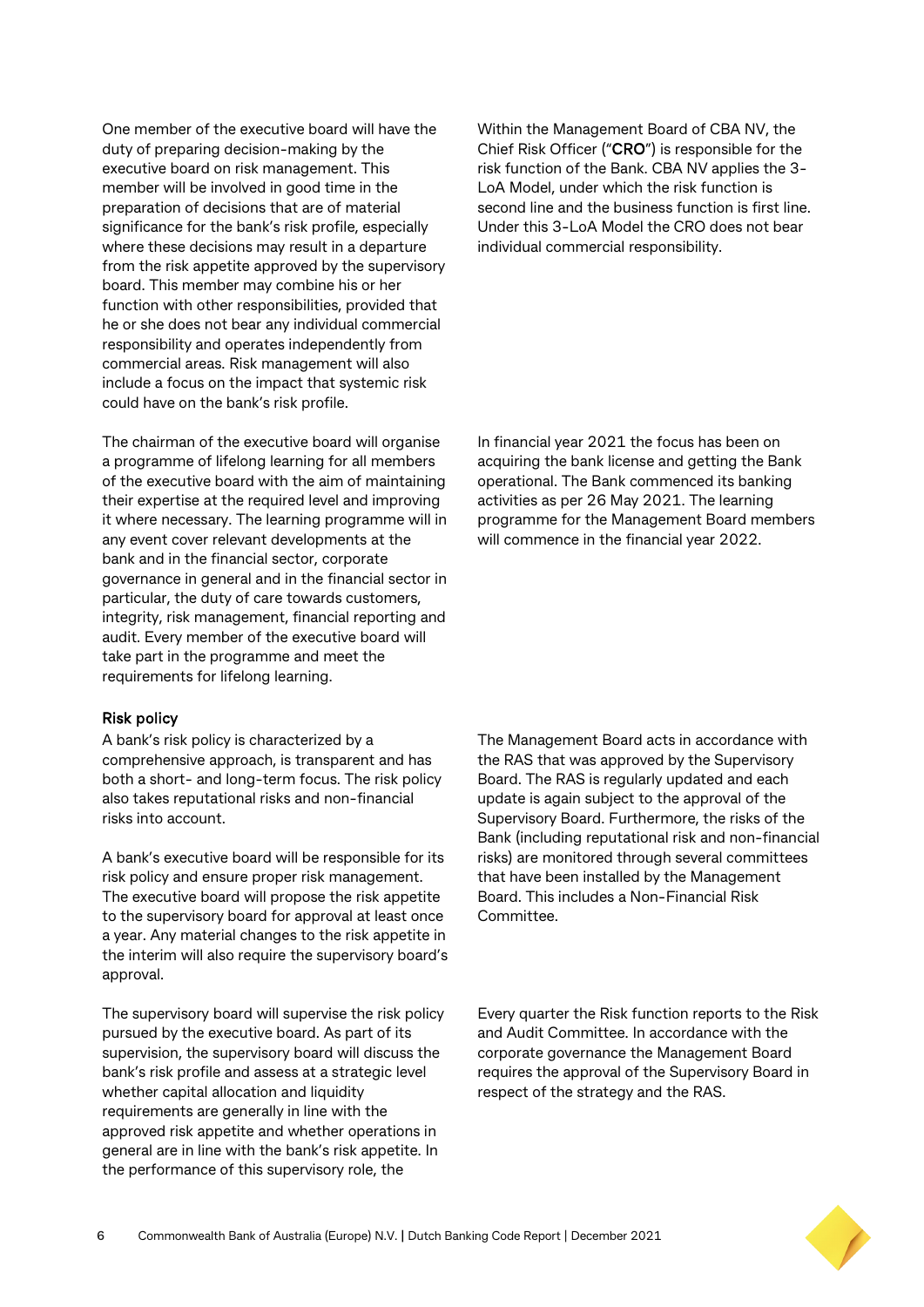One member of the executive board will have the duty of preparing decision-making by the executive board on risk management. This member will be involved in good time in the preparation of decisions that are of material significance for the bank's risk profile, especially where these decisions may result in a departure from the risk appetite approved by the supervisory board. This member may combine his or her function with other responsibilities, provided that he or she does not bear any individual commercial responsibility and operates independently from commercial areas. Risk management will also include a focus on the impact that systemic risk could have on the bank's risk profile.

Within the Management Board of CBA NV, the Chief Risk Officer ("**CRO**") is responsible for the risk function of the Bank. CBA NV applies the 3-LoA Model, under which the risk function is second line and the business function is first line. Under this 3-LoA Model the CRO does not bear individual commercial responsibility.

The chairman of the executive board will organise a programme of lifelong learning for all members of the executive board with the aim of maintaining their expertise at the required level and improving it where necessary. The learning programme will in any event cover relevant developments at the bank and in the financial sector, corporate governance in general and in the financial sector in particular, the duty of care towards customers, integrity, risk management, financial reporting and audit. Every member of the executive board will take part in the programme and meet the requirements for lifelong learning.

In financial year 2021 the focus has been on acquiring the bank license and getting the Bank operational. The Bank commenced its banking activities as per 26 May 2021. The learning programme for the Management Board members will commence in the financial year 2022.

## Risk policy

A bank's risk policy is characterized by a comprehensive approach, is transparent and has both a short- and long-term focus. The risk policy also takes reputational risks and non-financial risks into account.

A bank's executive board will be responsible for its risk policy and ensure proper risk management. The executive board will propose the risk appetite to the supervisory board for approval at least once a year. Any material changes to the risk appetite in the interim will also require the supervisory board's approval.

The Management Board acts in accordance with the RAS that was approved by the Supervisory Board. The RAS is regularly updated and each update is again subject to the approval of the Supervisory Board. Furthermore, the risks of the Bank (including reputational risk and non-financial risks) are monitored through several committees that have been installed by the Management Board. This includes a Non-Financial Risk Committee.

The supervisory board will supervise the risk policy pursued by the executive board. As part of its supervision, the supervisory board will discuss the bank's risk profile and assess at a strategic level whether capital allocation and liquidity requirements are generally in line with the approved risk appetite and whether operations in general are in line with the bank's risk appetite. In the performance of this supervisory role, the

Every quarter the Risk function reports to the Risk and Audit Committee. In accordance with the corporate governance the Management Board requires the approval of the Supervisory Board in respect of the strategy and the RAS.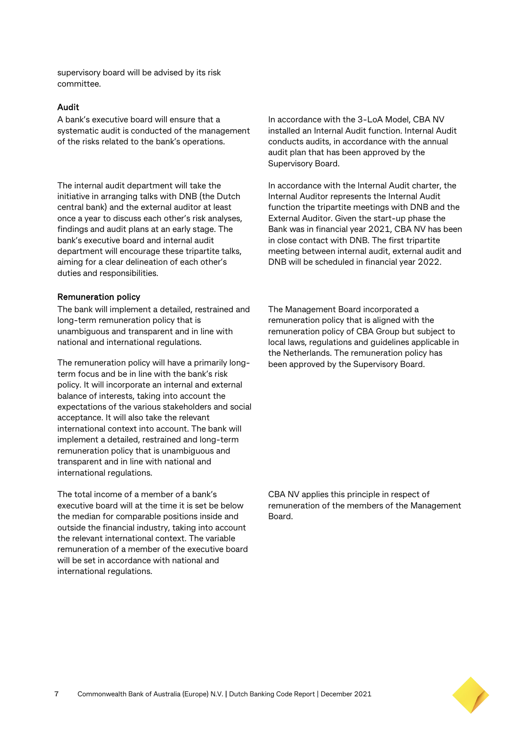supervisory board will be advised by its risk committee.

### Audit

A bank's executive board will ensure that a systematic audit is conducted of the management of the risks related to the bank's operations.

In accordance with the 3-LoA Model, CBA NV installed an Internal Audit function. Internal Audit conducts audits, in accordance with the annual audit plan that has been approved by the Supervisory Board.

The internal audit department will take the initiative in arranging talks with DNB (the Dutch central bank) and the external auditor at least once a year to discuss each other's risk analyses, findings and audit plans at an early stage. The bank's executive board and internal audit department will encourage these tripartite talks, aiming for a clear delineation of each other's duties and responsibilities.

In accordance with the Internal Audit charter, the Internal Auditor represents the Internal Audit function the tripartite meetings with DNB and the External Auditor. Given the start-up phase the Bank was in financial year 2021, CBA NV has been in close contact with DNB. The first tripartite meeting between internal audit, external audit and DNB will be scheduled in financial year 2022.

### Remuneration policy

The bank will implement a detailed, restrained and long-term remuneration policy that is unambiguous and transparent and in line with national and international regulations.

The remuneration policy will have a primarily long-term focus and be in line with the bank's risk policy. It will incorporate an internal and external balance of interests, taking into account the expectations of the various stakeholders and social acceptance. It will also take the relevant international context into account. The bank will implement a detailed, restrained and long-term remuneration policy that is unambiguous and transparent and in line with national and international regulations.

The Management Board incorporated a remuneration policy that is aligned with the remuneration policy of CBA Group but subject to local laws, regulations and guidelines applicable in the Netherlands. The remuneration policy has been approved by the Supervisory Board.

The total income of a member of a bank's executive board will at the time it is set be below the median for comparable positions inside and outside the financial industry, taking into account the relevant international context. The variable remuneration of a member of the executive board will be set in accordance with national and international regulations.

CBA NV applies this principle in respect of remuneration of the members of the Management Board.